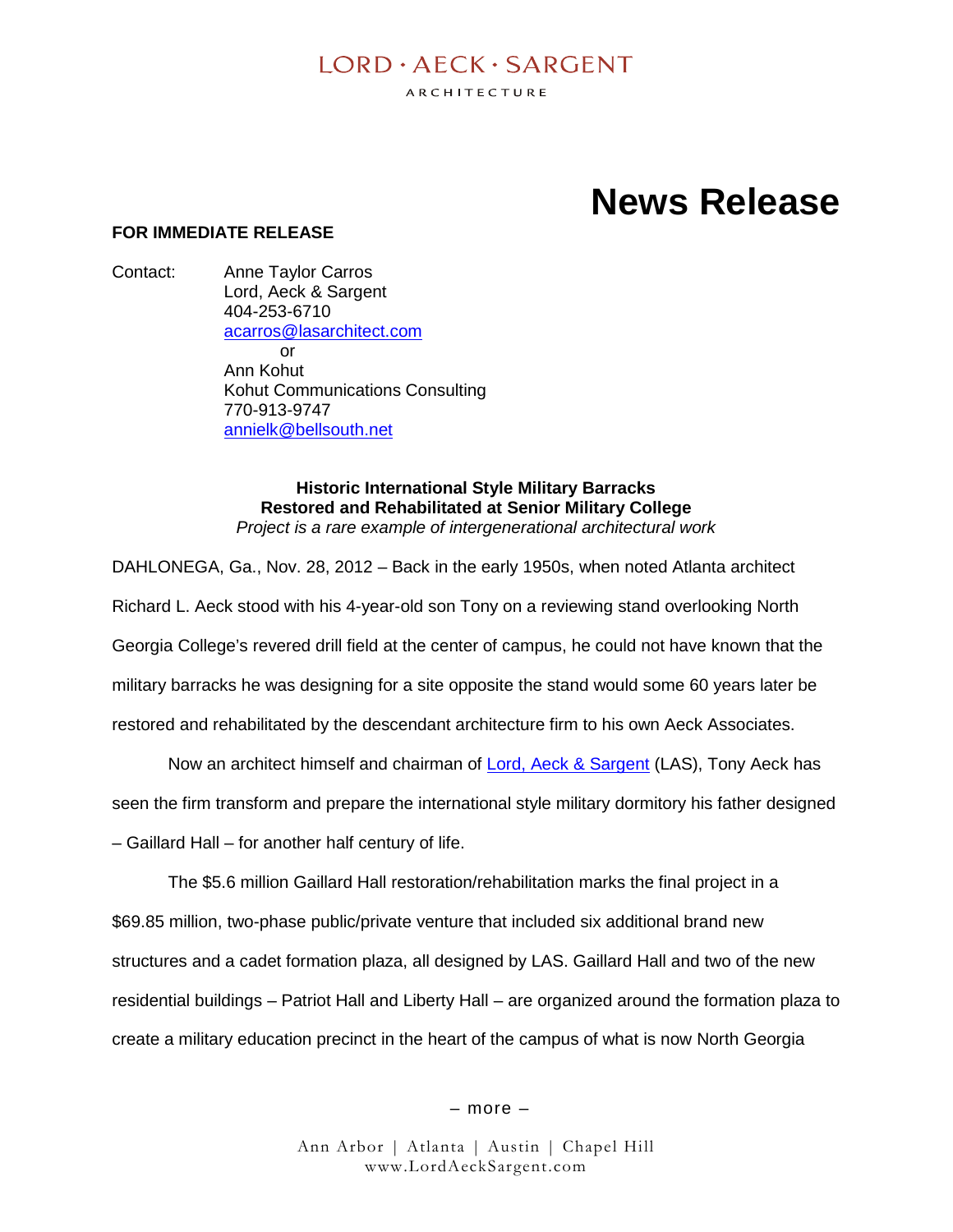LORD · AECK · SARGENT

ARCHITECTURE

# News Release

**FOR IMMEDIATE RELEASE**

Contact: Anne Taylor Carros
Lord, Aeck & Sargent
404-253-6710
acarros@lasarchitect.com
or
Ann Kohut
Kohut Communications Consulting
770-913-9747
annielk@bellsouth.net

**Historic International Style Military Barracks**
**Restored and Rehabilitated at Senior Military College**
*Project is a rare example of intergenerational architectural work*

DAHLONEGA, Ga., Nov. 28, 2012 – Back in the early 1950s, when noted Atlanta architect Richard L. Aeck stood with his 4-year-old son Tony on a reviewing stand overlooking North Georgia College's revered drill field at the center of campus, he could not have known that the military barracks he was designing for a site opposite the stand would some 60 years later be restored and rehabilitated by the descendant architecture firm to his own Aeck Associates.

Now an architect himself and chairman of Lord, Aeck & Sargent (LAS), Tony Aeck has seen the firm transform and prepare the international style military dormitory his father designed – Gaillard Hall – for another half century of life.

The $5.6 million Gaillard Hall restoration/rehabilitation marks the final project in a $69.85 million, two-phase public/private venture that included six additional brand new structures and a cadet formation plaza, all designed by LAS. Gaillard Hall and two of the new residential buildings – Patriot Hall and Liberty Hall – are organized around the formation plaza to create a military education precinct in the heart of the campus of what is now North Georgia

– more –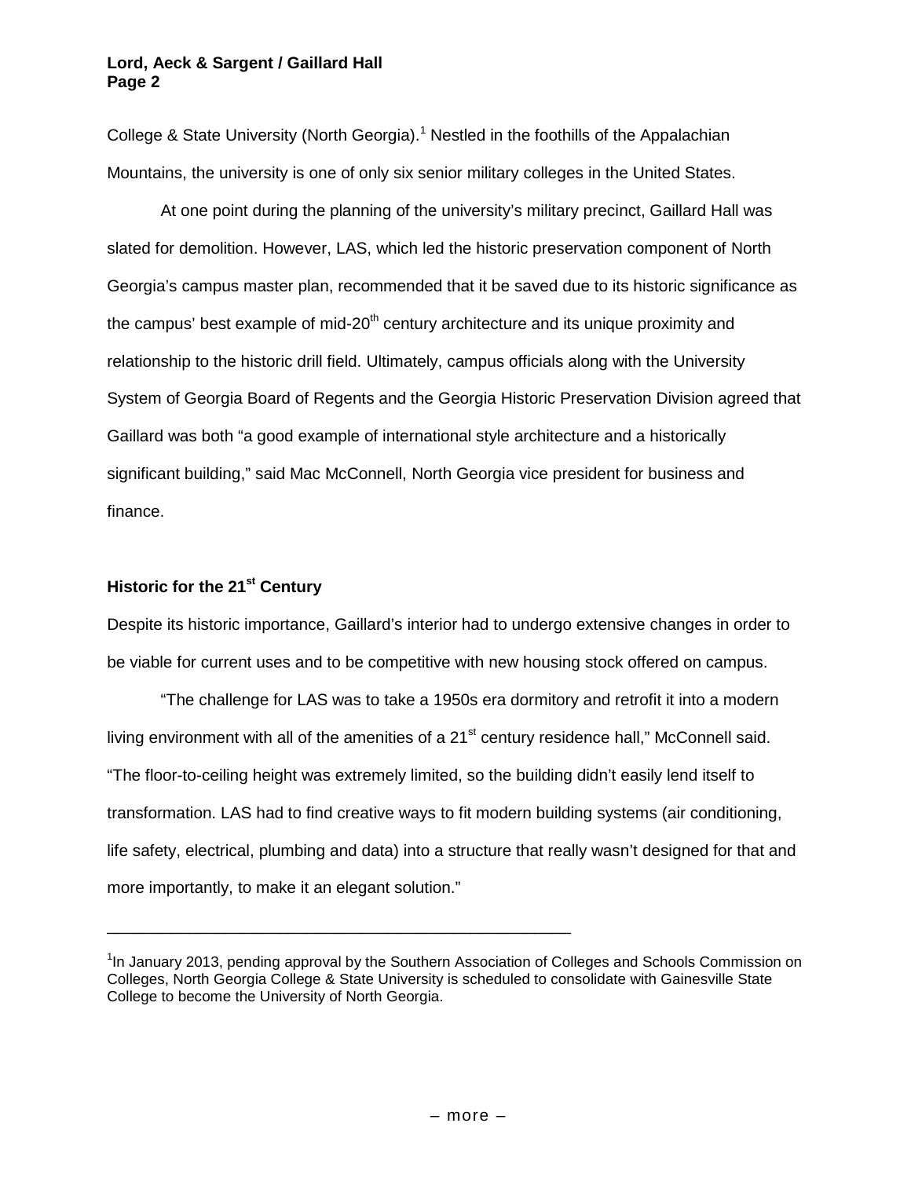College & State University (North Georgia).[1] Nestled in the foothills of the Appalachian Mountains, the university is one of only six senior military colleges in the United States.

At one point during the planning of the university's military precinct, Gaillard Hall was slated for demolition. However, LAS, which led the historic preservation component of North Georgia's campus master plan, recommended that it be saved due to its historic significance as the campus' best example of mid-20th century architecture and its unique proximity and relationship to the historic drill field. Ultimately, campus officials along with the University System of Georgia Board of Regents and the Georgia Historic Preservation Division agreed that Gaillard was both "a good example of international style architecture and a historically significant building," said Mac McConnell, North Georgia vice president for business and finance.

## Historic for the 21st Century

Despite its historic importance, Gaillard's interior had to undergo extensive changes in order to be viable for current uses and to be competitive with new housing stock offered on campus.

"The challenge for LAS was to take a 1950s era dormitory and retrofit it into a modern living environment with all of the amenities of a 21st century residence hall," McConnell said. "The floor-to-ceiling height was extremely limited, so the building didn't easily lend itself to transformation. LAS had to find creative ways to fit modern building systems (air conditioning, life safety, electrical, plumbing and data) into a structure that really wasn't designed for that and more importantly, to make it an elegant solution."

---

[1] In January 2013, pending approval by the Southern Association of Colleges and Schools Commission on Colleges, North Georgia College & State University is scheduled to consolidate with Gainesville State College to become the University of North Georgia.

– more –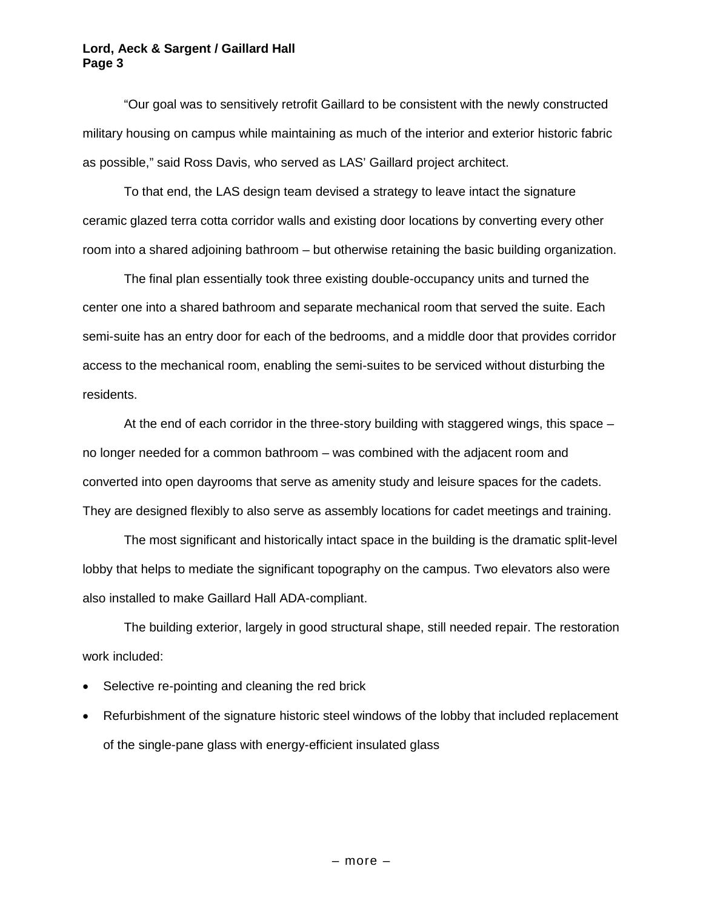"Our goal was to sensitively retrofit Gaillard to be consistent with the newly constructed military housing on campus while maintaining as much of the interior and exterior historic fabric as possible," said Ross Davis, who served as LAS' Gaillard project architect.

To that end, the LAS design team devised a strategy to leave intact the signature ceramic glazed terra cotta corridor walls and existing door locations by converting every other room into a shared adjoining bathroom – but otherwise retaining the basic building organization.

The final plan essentially took three existing double-occupancy units and turned the center one into a shared bathroom and separate mechanical room that served the suite. Each semi-suite has an entry door for each of the bedrooms, and a middle door that provides corridor access to the mechanical room, enabling the semi-suites to be serviced without disturbing the residents.

At the end of each corridor in the three-story building with staggered wings, this space – no longer needed for a common bathroom – was combined with the adjacent room and converted into open dayrooms that serve as amenity study and leisure spaces for the cadets. They are designed flexibly to also serve as assembly locations for cadet meetings and training.

The most significant and historically intact space in the building is the dramatic split-level lobby that helps to mediate the significant topography on the campus. Two elevators also were also installed to make Gaillard Hall ADA-compliant.

The building exterior, largely in good structural shape, still needed repair. The restoration work included:

- Selective re-pointing and cleaning the red brick
- Refurbishment of the signature historic steel windows of the lobby that included replacement of the single-pane glass with energy-efficient insulated glass

– more –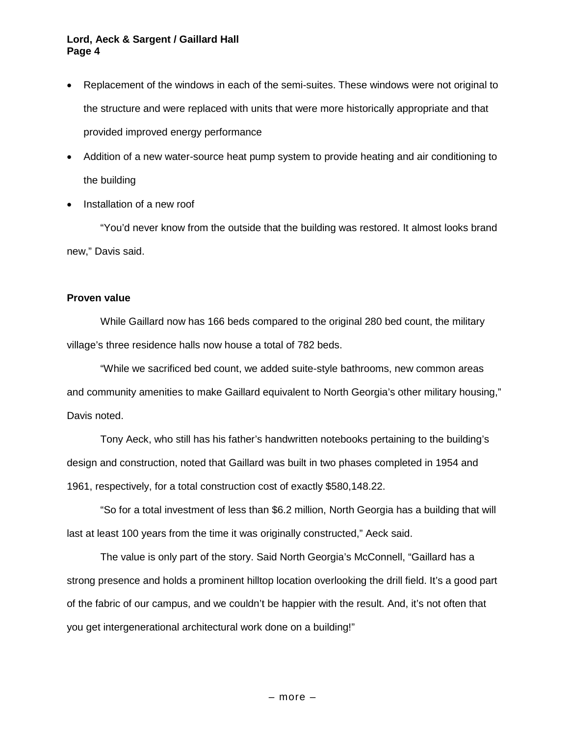- Replacement of the windows in each of the semi-suites. These windows were not original to the structure and were replaced with units that were more historically appropriate and that provided improved energy performance
- Addition of a new water-source heat pump system to provide heating and air conditioning to the building
- Installation of a new roof

"You'd never know from the outside that the building was restored. It almost looks brand new," Davis said.

**Proven value**

While Gaillard now has 166 beds compared to the original 280 bed count, the military village's three residence halls now house a total of 782 beds.

"While we sacrificed bed count, we added suite-style bathrooms, new common areas and community amenities to make Gaillard equivalent to North Georgia's other military housing," Davis noted.

Tony Aeck, who still has his father's handwritten notebooks pertaining to the building's design and construction, noted that Gaillard was built in two phases completed in 1954 and 1961, respectively, for a total construction cost of exactly $580,148.22.

"So for a total investment of less than $6.2 million, North Georgia has a building that will last at least 100 years from the time it was originally constructed," Aeck said.

The value is only part of the story. Said North Georgia's McConnell, "Gaillard has a strong presence and holds a prominent hilltop location overlooking the drill field. It's a good part of the fabric of our campus, and we couldn't be happier with the result. And, it's not often that you get intergenerational architectural work done on a building!"

– more –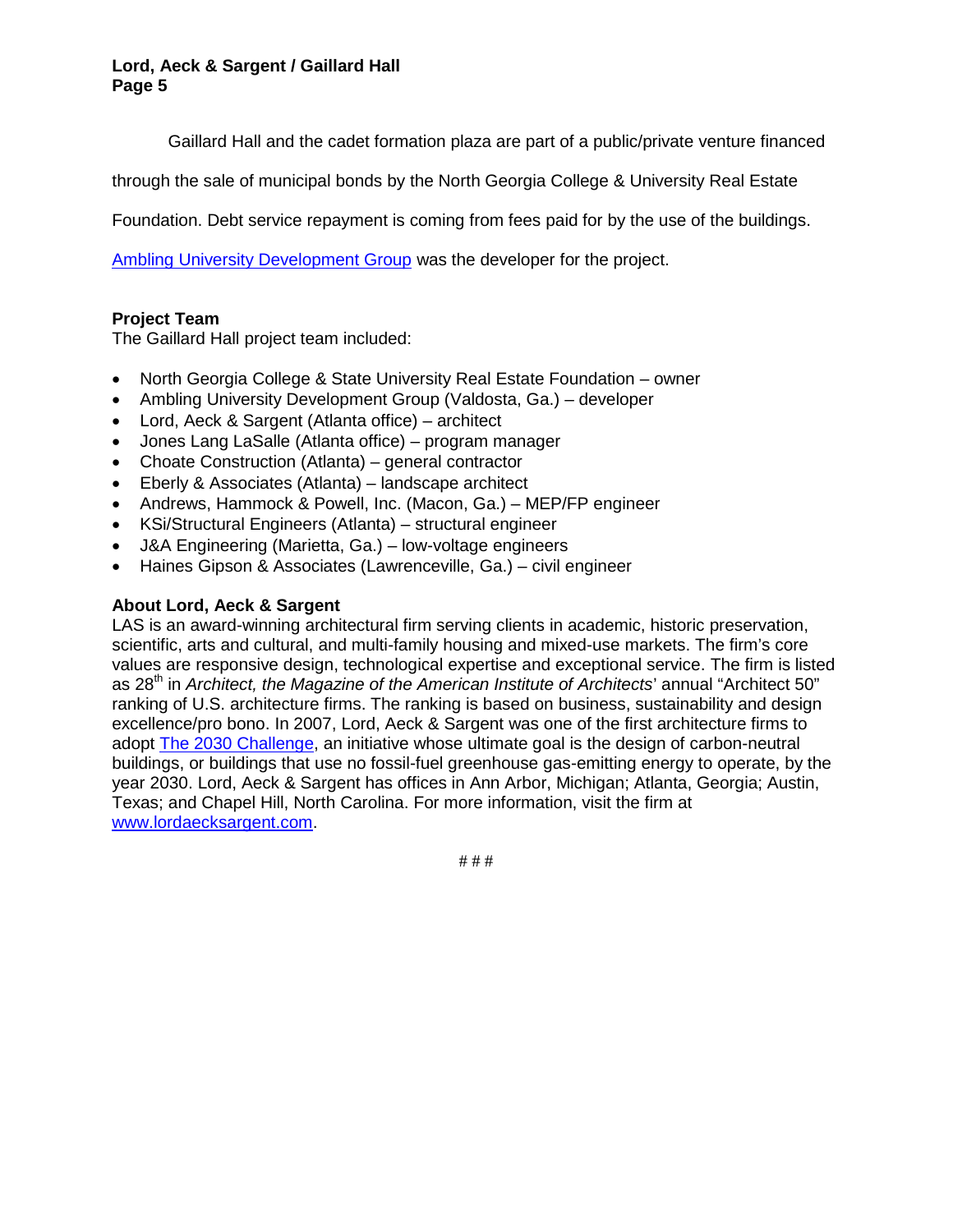Gaillard Hall and the cadet formation plaza are part of a public/private venture financed through the sale of municipal bonds by the North Georgia College & University Real Estate Foundation. Debt service repayment is coming from fees paid for by the use of the buildings. Ambling University Development Group was the developer for the project.

**Project Team**

The Gaillard Hall project team included:

- North Georgia College & State University Real Estate Foundation – owner
- Ambling University Development Group (Valdosta, Ga.) – developer
- Lord, Aeck & Sargent (Atlanta office) – architect
- Jones Lang LaSalle (Atlanta office) – program manager
- Choate Construction (Atlanta) – general contractor
- Eberly & Associates (Atlanta) – landscape architect
- Andrews, Hammock & Powell, Inc. (Macon, Ga.) – MEP/FP engineer
- KSi/Structural Engineers (Atlanta) – structural engineer
- J&A Engineering (Marietta, Ga.) – low-voltage engineers
- Haines Gipson & Associates (Lawrenceville, Ga.) – civil engineer

**About Lord, Aeck & Sargent**

LAS is an award-winning architectural firm serving clients in academic, historic preservation, scientific, arts and cultural, and multi-family housing and mixed-use markets. The firm's core values are responsive design, technological expertise and exceptional service. The firm is listed as 28th in *Architect, the Magazine of the American Institute of Architects*' annual "Architect 50" ranking of U.S. architecture firms. The ranking is based on business, sustainability and design excellence/pro bono. In 2007, Lord, Aeck & Sargent was one of the first architecture firms to adopt The 2030 Challenge, an initiative whose ultimate goal is the design of carbon-neutral buildings, or buildings that use no fossil-fuel greenhouse gas-emitting energy to operate, by the year 2030. Lord, Aeck & Sargent has offices in Ann Arbor, Michigan; Atlanta, Georgia; Austin, Texas; and Chapel Hill, North Carolina. For more information, visit the firm at www.lordaecksargent.com.

# # #